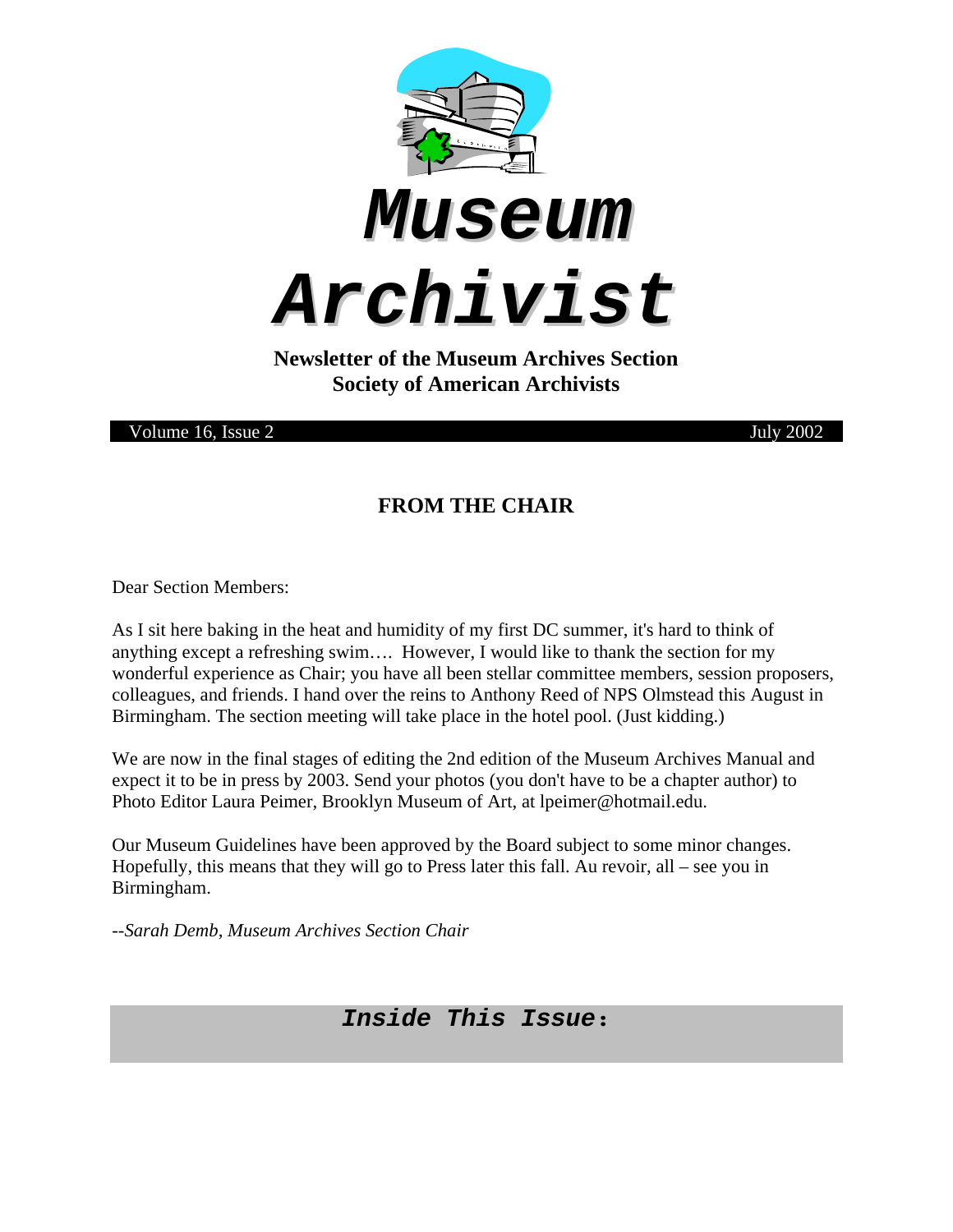# Museum Archivist

**Newsletter of the Museum Archives Section**
**Society of American Archivists**

Volume 16, Issue 2 July 2002

## FROM THE CHAIR

Dear Section Members:

As I sit here baking in the heat and humidity of my first DC summer, it's hard to think of anything except a refreshing swim…. However, I would like to thank the section for my wonderful experience as Chair; you have all been stellar committee members, session proposers, colleagues, and friends. I hand over the reins to Anthony Reed of NPS Olmstead this August in Birmingham. The section meeting will take place in the hotel pool. (Just kidding.)

We are now in the final stages of editing the 2nd edition of the Museum Archives Manual and expect it to be in press by 2003. Send your photos (you don't have to be a chapter author) to Photo Editor Laura Peimer, Brooklyn Museum of Art, at lpeimer@hotmail.edu.

Our Museum Guidelines have been approved by the Board subject to some minor changes. Hopefully, this means that they will go to Press later this fall. Au revoir, all – see you in Birmingham.

*--Sarah Demb, Museum Archives Section Chair*

## *Inside This Issue*: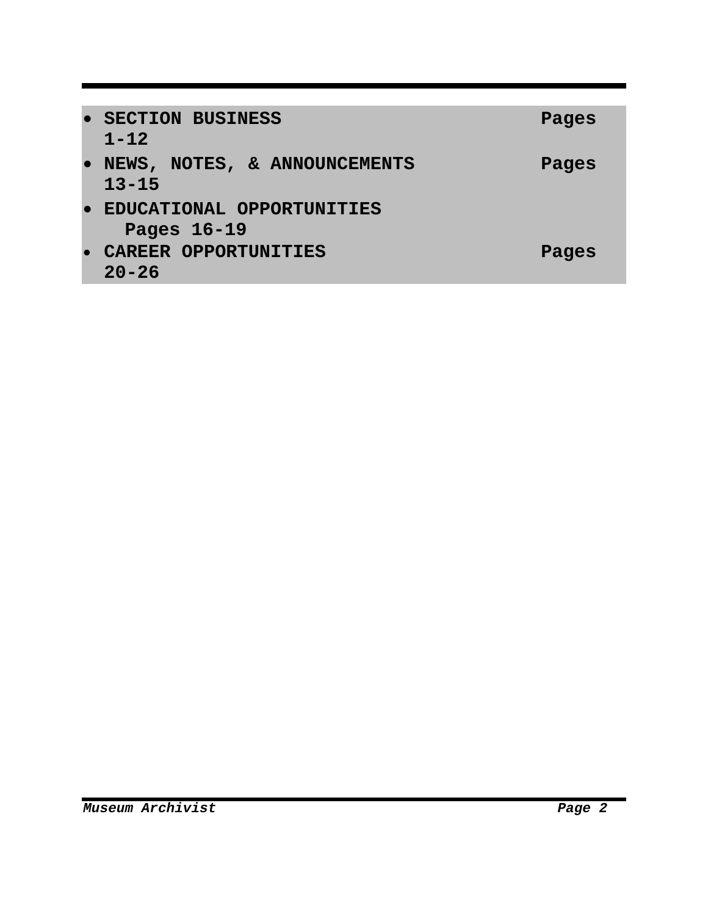- **SECTION BUSINESS** **Pages 1-12**
- **NEWS, NOTES, & ANNOUNCEMENTS** **Pages 13-15**
- **EDUCATIONAL OPPORTUNITIES** **Pages 16-19**
- **CAREER OPPORTUNITIES** **Pages 20-26**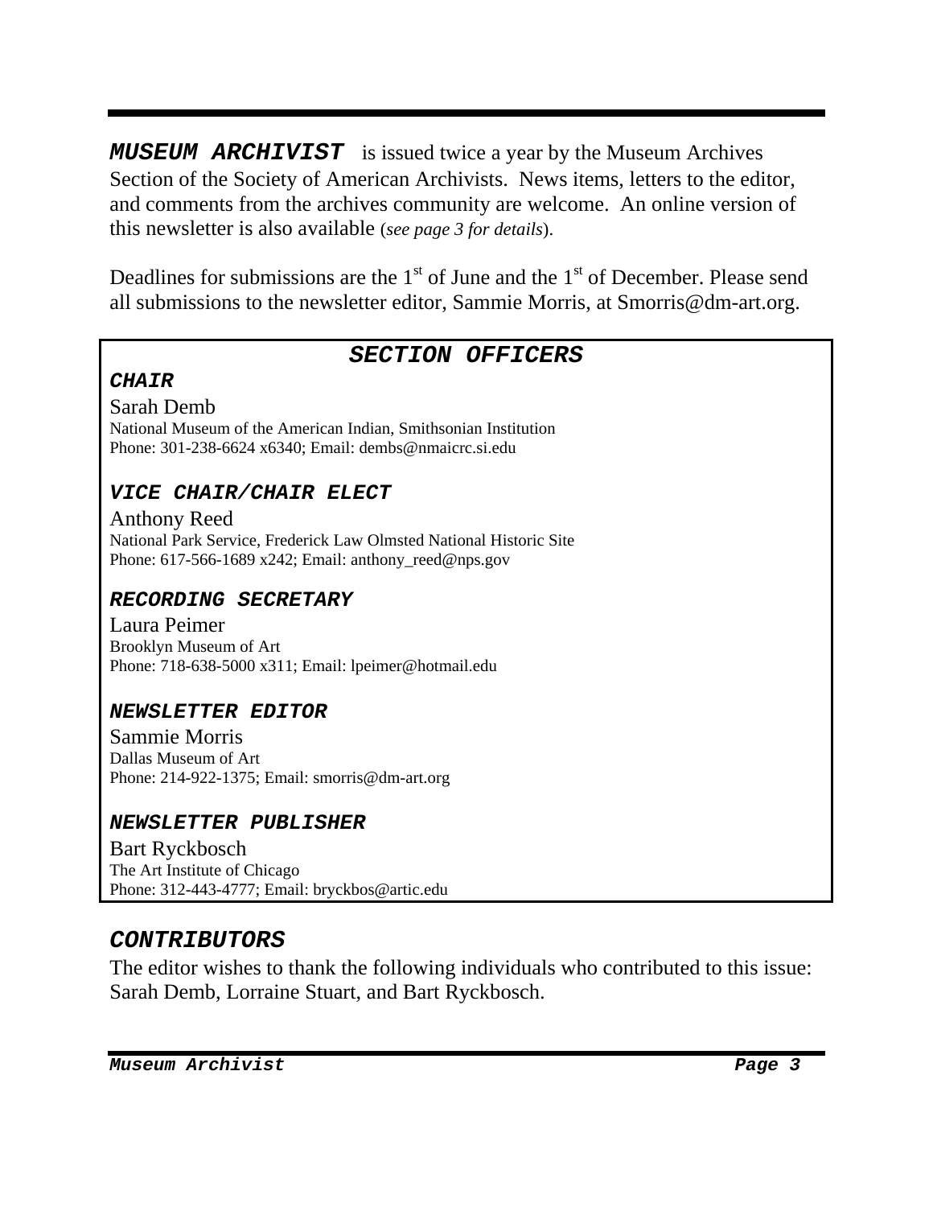***MUSEUM ARCHIVIST*** is issued twice a year by the Museum Archives Section of the Society of American Archivists. News items, letters to the editor, and comments from the archives community are welcome. An online version of this newsletter is also available (*see page 3 for details*).

Deadlines for submissions are the 1st of June and the 1st of December. Please send all submissions to the newsletter editor, Sammie Morris, at Smorris@dm-art.org.

## *SECTION OFFICERS*

### *CHAIR*

Sarah Demb
National Museum of the American Indian, Smithsonian Institution
Phone: 301-238-6624 x6340; Email: dembs@nmaicrc.si.edu

### *VICE CHAIR/CHAIR ELECT*

Anthony Reed
National Park Service, Frederick Law Olmsted National Historic Site
Phone: 617-566-1689 x242; Email: anthony_reed@nps.gov

### *RECORDING SECRETARY*

Laura Peimer
Brooklyn Museum of Art
Phone: 718-638-5000 x311; Email: lpeimer@hotmail.edu

### *NEWSLETTER EDITOR*

Sammie Morris
Dallas Museum of Art
Phone: 214-922-1375; Email: smorris@dm-art.org

### *NEWSLETTER PUBLISHER*

Bart Ryckbosch
The Art Institute of Chicago
Phone: 312-443-4777; Email: bryckbos@artic.edu

## *CONTRIBUTORS*

The editor wishes to thank the following individuals who contributed to this issue: Sarah Demb, Lorraine Stuart, and Bart Ryckbosch.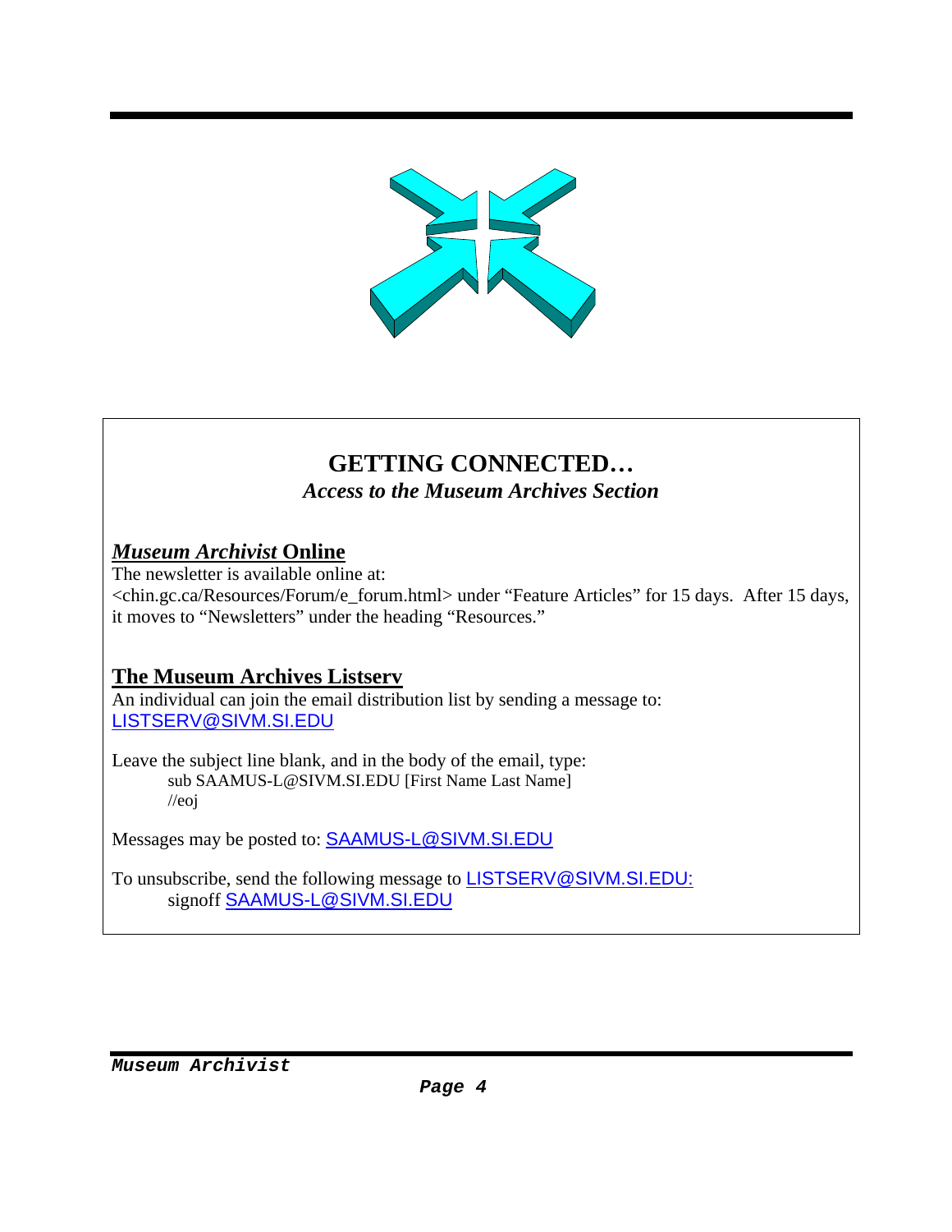## GETTING CONNECTED…

*Access to the Museum Archives Section*

### *Museum Archivist* Online

The newsletter is available online at:
<chin.gc.ca/Resources/Forum/e_forum.html> under "Feature Articles" for 15 days. After 15 days, it moves to "Newsletters" under the heading "Resources."

### The Museum Archives Listserv

An individual can join the email distribution list by sending a message to:
LISTSERV@SIVM.SI.EDU

Leave the subject line blank, and in the body of the email, type:

```
sub SAAMUS-L@SIVM.SI.EDU [First Name Last Name]
//eoj
```

Messages may be posted to: SAAMUS-L@SIVM.SI.EDU

To unsubscribe, send the following message to LISTSERV@SIVM.SI.EDU:

```
signoff SAAMUS-L@SIVM.SI.EDU
```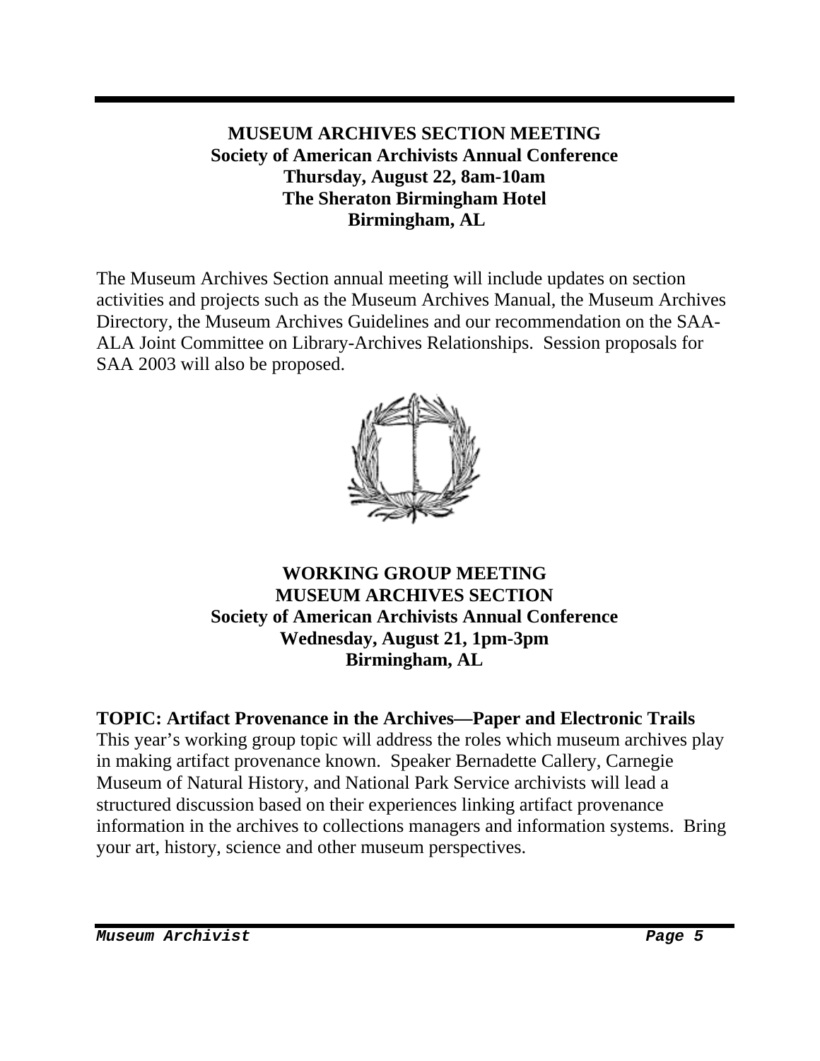## MUSEUM ARCHIVES SECTION MEETING
**Society of American Archivists Annual Conference**
**Thursday, August 22, 8am-10am**
**The Sheraton Birmingham Hotel**
**Birmingham, AL**

The Museum Archives Section annual meeting will include updates on section activities and projects such as the Museum Archives Manual, the Museum Archives Directory, the Museum Archives Guidelines and our recommendation on the SAA-ALA Joint Committee on Library-Archives Relationships. Session proposals for SAA 2003 will also be proposed.

## WORKING GROUP MEETING
**MUSEUM ARCHIVES SECTION**
**Society of American Archivists Annual Conference**
**Wednesday, August 21, 1pm-3pm**
**Birmingham, AL**

**TOPIC: Artifact Provenance in the Archives—Paper and Electronic Trails**
This year's working group topic will address the roles which museum archives play in making artifact provenance known. Speaker Bernadette Callery, Carnegie Museum of Natural History, and National Park Service archivists will lead a structured discussion based on their experiences linking artifact provenance information in the archives to collections managers and information systems. Bring your art, history, science and other museum perspectives.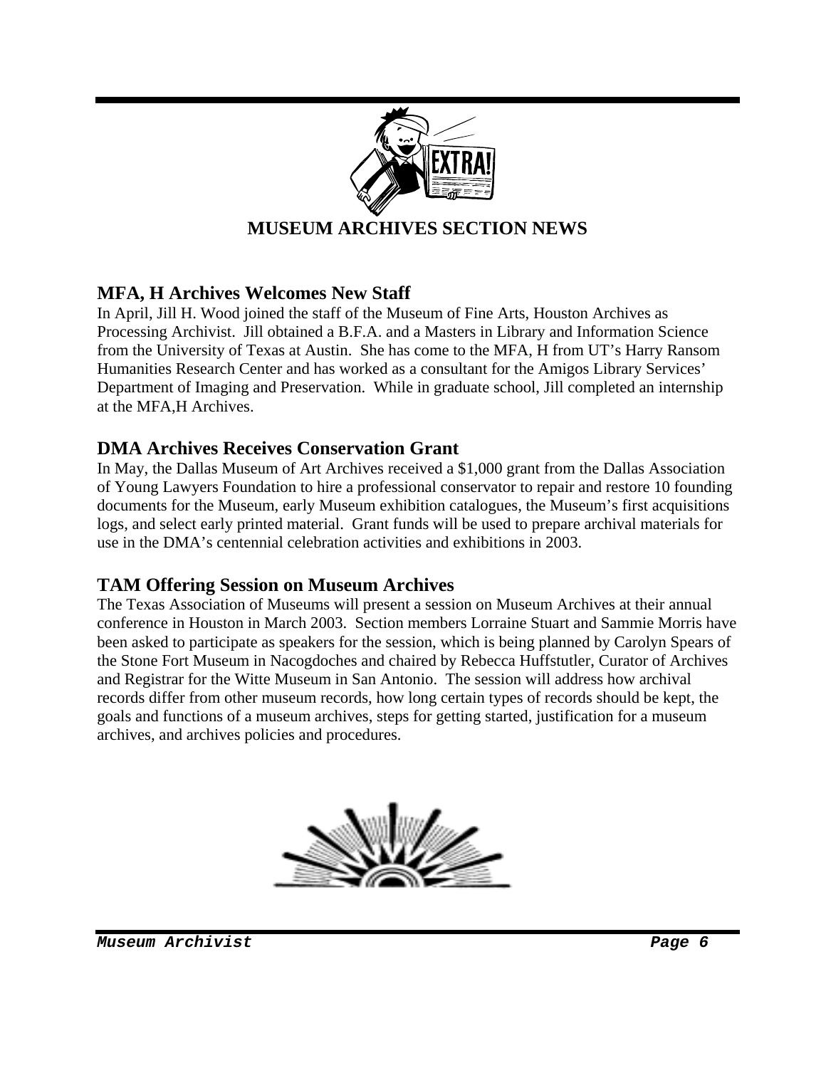## MUSEUM ARCHIVES SECTION NEWS

### MFA, H Archives Welcomes New Staff

In April, Jill H. Wood joined the staff of the Museum of Fine Arts, Houston Archives as Processing Archivist. Jill obtained a B.F.A. and a Masters in Library and Information Science from the University of Texas at Austin. She has come to the MFA, H from UT's Harry Ransom Humanities Research Center and has worked as a consultant for the Amigos Library Services' Department of Imaging and Preservation. While in graduate school, Jill completed an internship at the MFA,H Archives.

### DMA Archives Receives Conservation Grant

In May, the Dallas Museum of Art Archives received a $1,000 grant from the Dallas Association of Young Lawyers Foundation to hire a professional conservator to repair and restore 10 founding documents for the Museum, early Museum exhibition catalogues, the Museum's first acquisitions logs, and select early printed material. Grant funds will be used to prepare archival materials for use in the DMA's centennial celebration activities and exhibitions in 2003.

### TAM Offering Session on Museum Archives

The Texas Association of Museums will present a session on Museum Archives at their annual conference in Houston in March 2003. Section members Lorraine Stuart and Sammie Morris have been asked to participate as speakers for the session, which is being planned by Carolyn Spears of the Stone Fort Museum in Nacogdoches and chaired by Rebecca Huffstutler, Curator of Archives and Registrar for the Witte Museum in San Antonio. The session will address how archival records differ from other museum records, how long certain types of records should be kept, the goals and functions of a museum archives, steps for getting started, justification for a museum archives, and archives policies and procedures.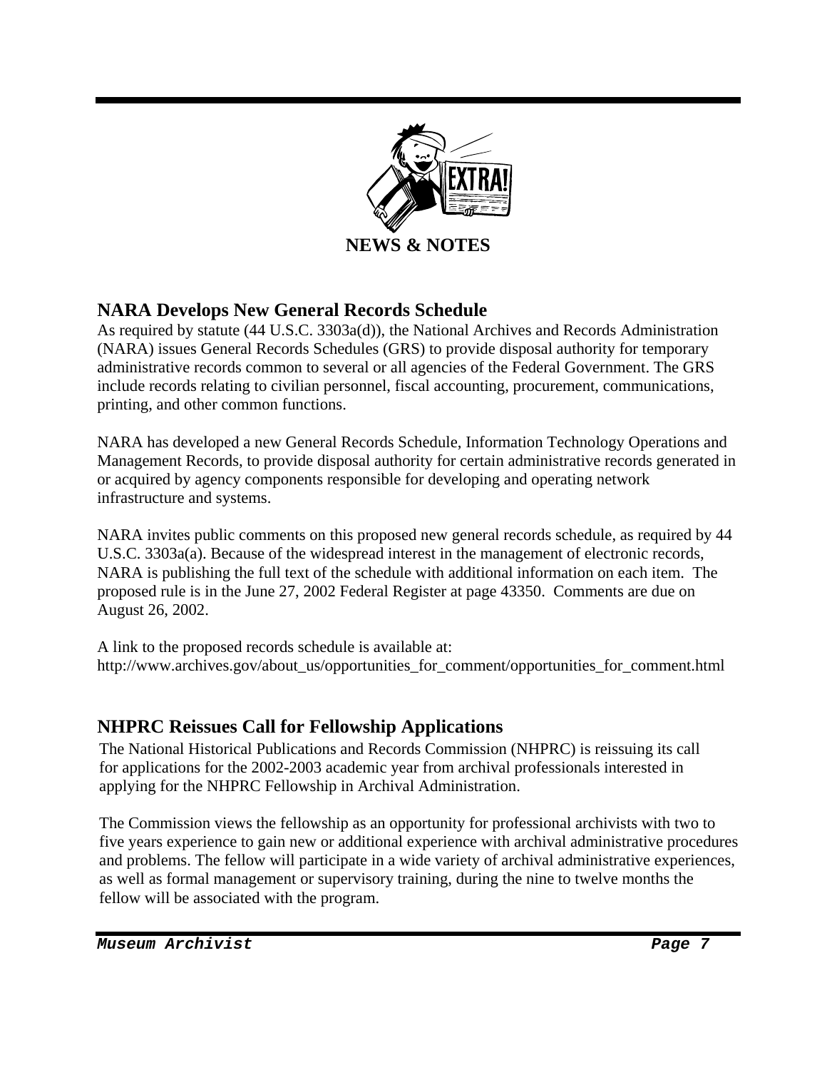# NEWS & NOTES

## NARA Develops New General Records Schedule

As required by statute (44 U.S.C. 3303a(d)), the National Archives and Records Administration (NARA) issues General Records Schedules (GRS) to provide disposal authority for temporary administrative records common to several or all agencies of the Federal Government. The GRS include records relating to civilian personnel, fiscal accounting, procurement, communications, printing, and other common functions.

NARA has developed a new General Records Schedule, Information Technology Operations and Management Records, to provide disposal authority for certain administrative records generated in or acquired by agency components responsible for developing and operating network infrastructure and systems.

NARA invites public comments on this proposed new general records schedule, as required by 44 U.S.C. 3303a(a). Because of the widespread interest in the management of electronic records, NARA is publishing the full text of the schedule with additional information on each item. The proposed rule is in the June 27, 2002 Federal Register at page 43350. Comments are due on August 26, 2002.

A link to the proposed records schedule is available at:
http://www.archives.gov/about_us/opportunities_for_comment/opportunities_for_comment.html

## NHPRC Reissues Call for Fellowship Applications

The National Historical Publications and Records Commission (NHPRC) is reissuing its call for applications for the 2002-2003 academic year from archival professionals interested in applying for the NHPRC Fellowship in Archival Administration.

The Commission views the fellowship as an opportunity for professional archivists with two to five years experience to gain new or additional experience with archival administrative procedures and problems. The fellow will participate in a wide variety of archival administrative experiences, as well as formal management or supervisory training, during the nine to twelve months the fellow will be associated with the program.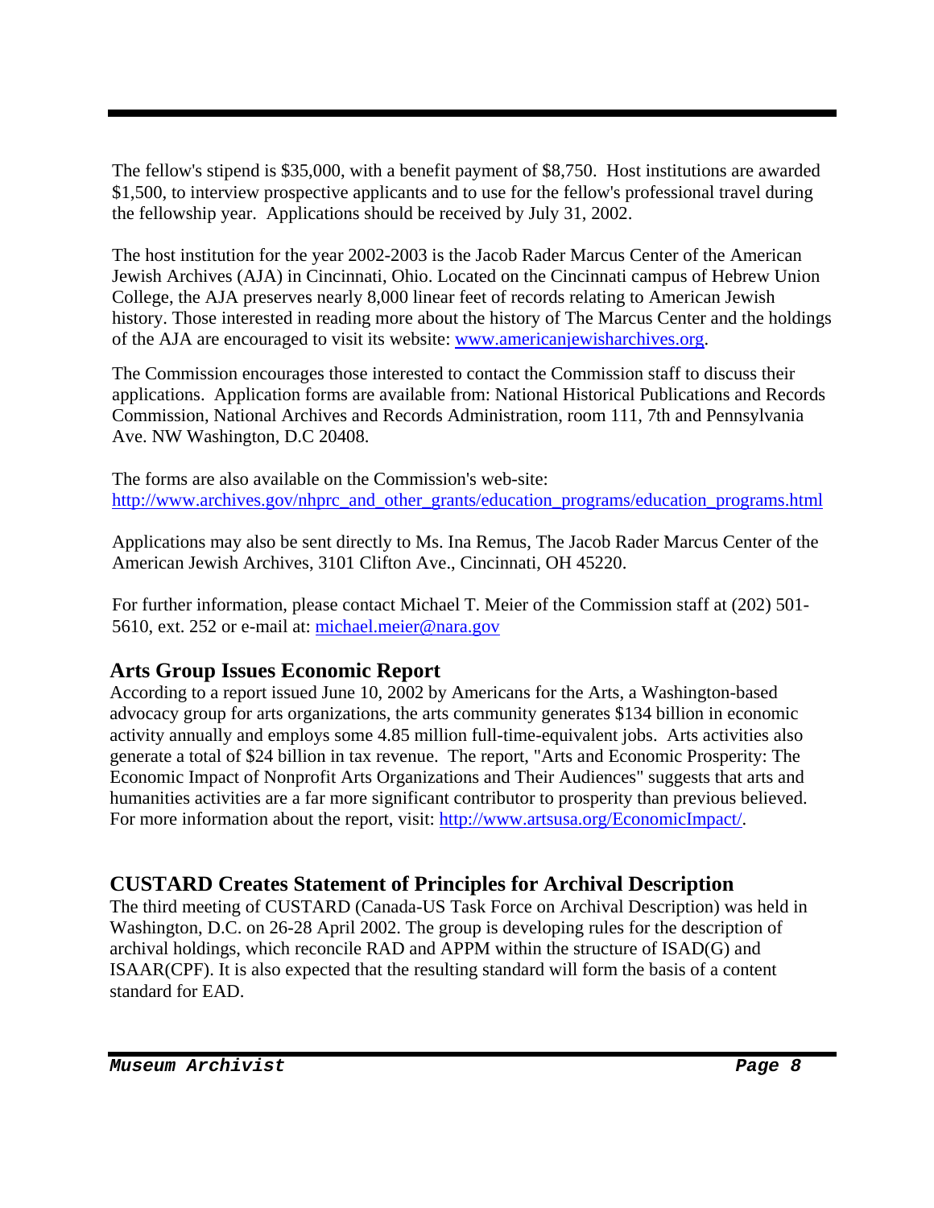The fellow's stipend is $35,000, with a benefit payment of $8,750. Host institutions are awarded $1,500, to interview prospective applicants and to use for the fellow's professional travel during the fellowship year. Applications should be received by July 31, 2002.

The host institution for the year 2002-2003 is the Jacob Rader Marcus Center of the American Jewish Archives (AJA) in Cincinnati, Ohio. Located on the Cincinnati campus of Hebrew Union College, the AJA preserves nearly 8,000 linear feet of records relating to American Jewish history. Those interested in reading more about the history of The Marcus Center and the holdings of the AJA are encouraged to visit its website: [www.americanjewisharchives.org](http://www.americanjewisharchives.org).

The Commission encourages those interested to contact the Commission staff to discuss their applications. Application forms are available from: National Historical Publications and Records Commission, National Archives and Records Administration, room 111, 7th and Pennsylvania Ave. NW Washington, D.C 20408.

The forms are also available on the Commission's web-site:
[http://www.archives.gov/nhprc_and_other_grants/education_programs/education_programs.html](http://www.archives.gov/nhprc_and_other_grants/education_programs/education_programs.html)

Applications may also be sent directly to Ms. Ina Remus, The Jacob Rader Marcus Center of the American Jewish Archives, 3101 Clifton Ave., Cincinnati, OH 45220.

For further information, please contact Michael T. Meier of the Commission staff at (202) 501-5610, ext. 252 or e-mail at: [michael.meier@nara.gov](mailto:michael.meier@nara.gov)

## Arts Group Issues Economic Report

According to a report issued June 10, 2002 by Americans for the Arts, a Washington-based advocacy group for arts organizations, the arts community generates $134 billion in economic activity annually and employs some 4.85 million full-time-equivalent jobs. Arts activities also generate a total of $24 billion in tax revenue. The report, "Arts and Economic Prosperity: The Economic Impact of Nonprofit Arts Organizations and Their Audiences" suggests that arts and humanities activities are a far more significant contributor to prosperity than previous believed. For more information about the report, visit: [http://www.artsusa.org/EconomicImpact/](http://www.artsusa.org/EconomicImpact/).

## CUSTARD Creates Statement of Principles for Archival Description

The third meeting of CUSTARD (Canada-US Task Force on Archival Description) was held in Washington, D.C. on 26-28 April 2002. The group is developing rules for the description of archival holdings, which reconcile RAD and APPM within the structure of ISAD(G) and ISAAR(CPF). It is also expected that the resulting standard will form the basis of a content standard for EAD.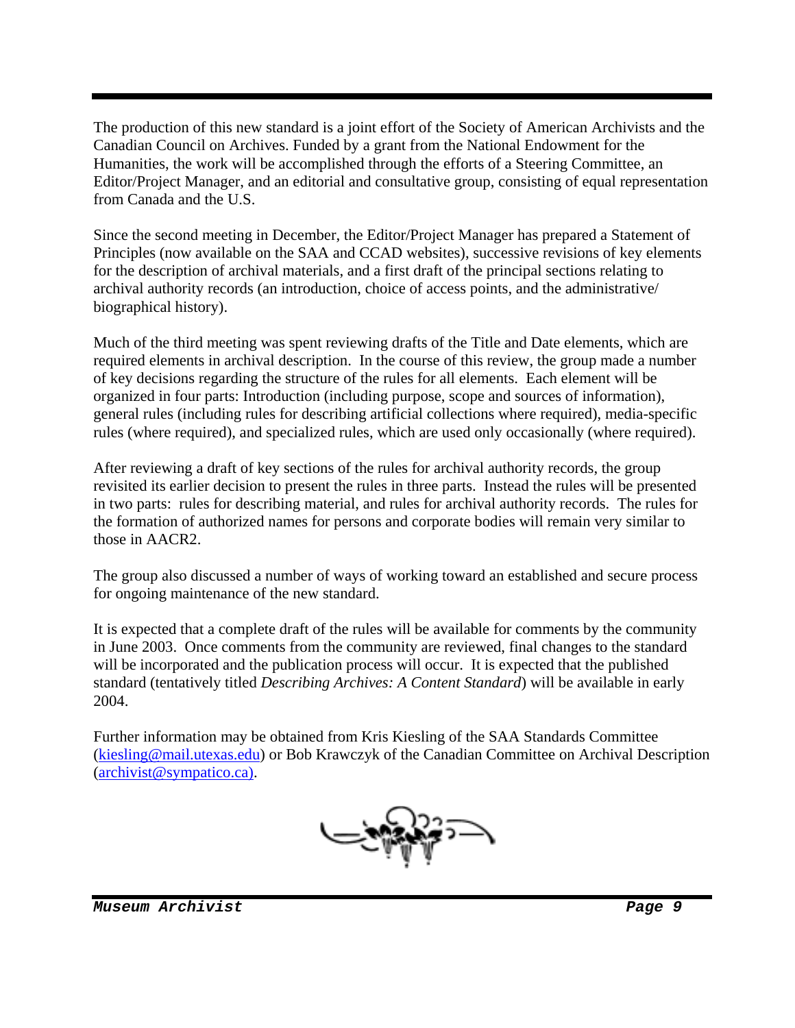The production of this new standard is a joint effort of the Society of American Archivists and the Canadian Council on Archives. Funded by a grant from the National Endowment for the Humanities, the work will be accomplished through the efforts of a Steering Committee, an Editor/Project Manager, and an editorial and consultative group, consisting of equal representation from Canada and the U.S.

Since the second meeting in December, the Editor/Project Manager has prepared a Statement of Principles (now available on the SAA and CCAD websites), successive revisions of key elements for the description of archival materials, and a first draft of the principal sections relating to archival authority records (an introduction, choice of access points, and the administrative/ biographical history).

Much of the third meeting was spent reviewing drafts of the Title and Date elements, which are required elements in archival description. In the course of this review, the group made a number of key decisions regarding the structure of the rules for all elements. Each element will be organized in four parts: Introduction (including purpose, scope and sources of information), general rules (including rules for describing artificial collections where required), media-specific rules (where required), and specialized rules, which are used only occasionally (where required).

After reviewing a draft of key sections of the rules for archival authority records, the group revisited its earlier decision to present the rules in three parts. Instead the rules will be presented in two parts: rules for describing material, and rules for archival authority records. The rules for the formation of authorized names for persons and corporate bodies will remain very similar to those in AACR2.

The group also discussed a number of ways of working toward an established and secure process for ongoing maintenance of the new standard.

It is expected that a complete draft of the rules will be available for comments by the community in June 2003. Once comments from the community are reviewed, final changes to the standard will be incorporated and the publication process will occur. It is expected that the published standard (tentatively titled *Describing Archives: A Content Standard*) will be available in early 2004.

Further information may be obtained from Kris Kiesling of the SAA Standards Committee (kiesling@mail.utexas.edu) or Bob Krawczyk of the Canadian Committee on Archival Description (archivist@sympatico.ca).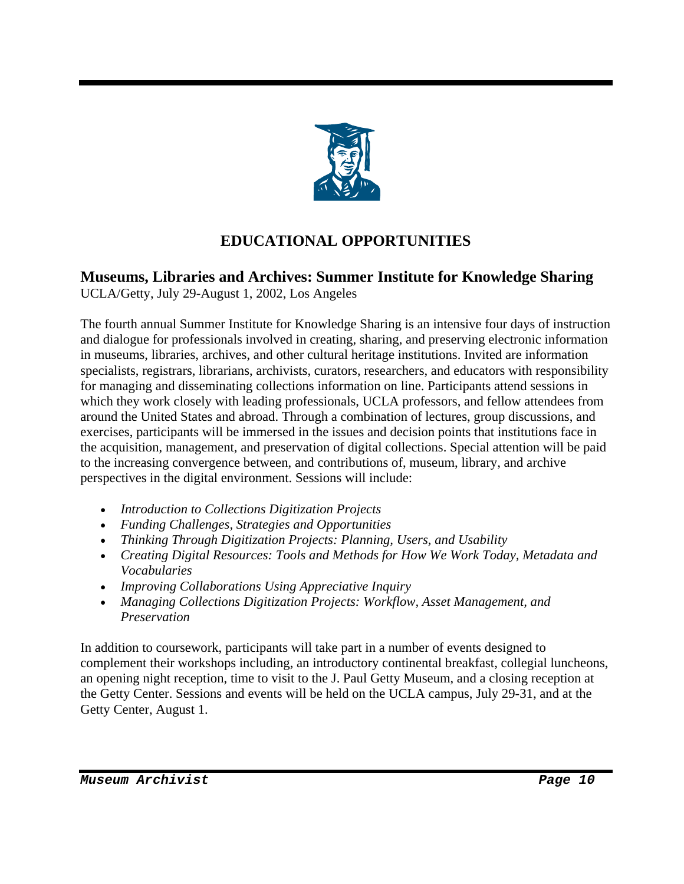# EDUCATIONAL OPPORTUNITIES

## Museums, Libraries and Archives: Summer Institute for Knowledge Sharing

UCLA/Getty, July 29-August 1, 2002, Los Angeles

The fourth annual Summer Institute for Knowledge Sharing is an intensive four days of instruction and dialogue for professionals involved in creating, sharing, and preserving electronic information in museums, libraries, archives, and other cultural heritage institutions. Invited are information specialists, registrars, librarians, archivists, curators, researchers, and educators with responsibility for managing and disseminating collections information on line. Participants attend sessions in which they work closely with leading professionals, UCLA professors, and fellow attendees from around the United States and abroad. Through a combination of lectures, group discussions, and exercises, participants will be immersed in the issues and decision points that institutions face in the acquisition, management, and preservation of digital collections. Special attention will be paid to the increasing convergence between, and contributions of, museum, library, and archive perspectives in the digital environment. Sessions will include:

- *Introduction to Collections Digitization Projects*
- *Funding Challenges, Strategies and Opportunities*
- *Thinking Through Digitization Projects: Planning, Users, and Usability*
- *Creating Digital Resources: Tools and Methods for How We Work Today, Metadata and Vocabularies*
- *Improving Collaborations Using Appreciative Inquiry*
- *Managing Collections Digitization Projects: Workflow, Asset Management, and Preservation*

In addition to coursework, participants will take part in a number of events designed to complement their workshops including, an introductory continental breakfast, collegial luncheons, an opening night reception, time to visit to the J. Paul Getty Museum, and a closing reception at the Getty Center. Sessions and events will be held on the UCLA campus, July 29-31, and at the Getty Center, August 1.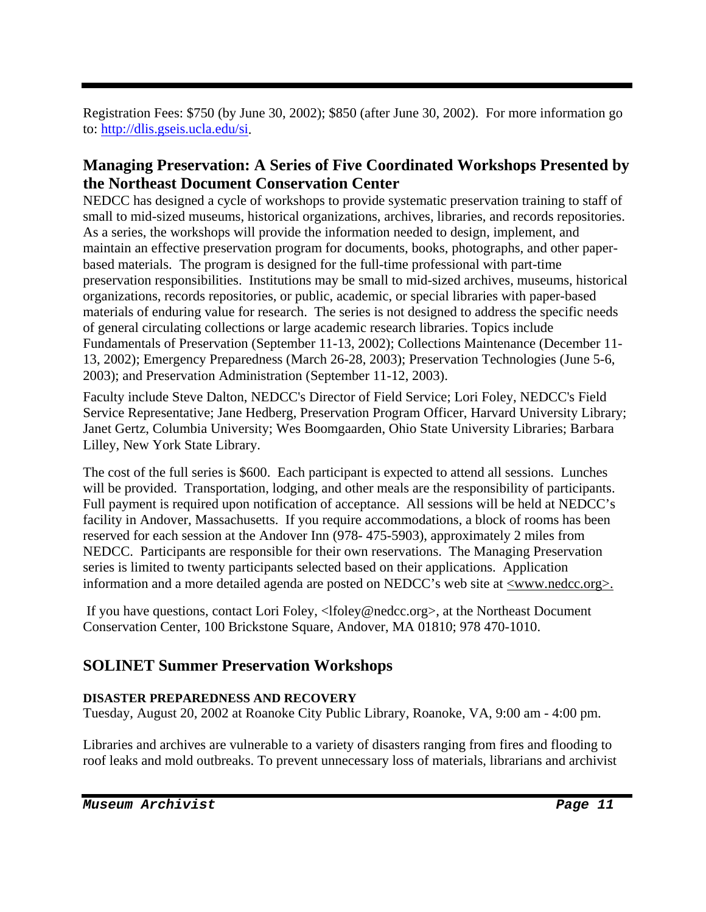Registration Fees: $750 (by June 30, 2002); $850 (after June 30, 2002). For more information go to: http://dlis.gseis.ucla.edu/si.

## Managing Preservation: A Series of Five Coordinated Workshops Presented by the Northeast Document Conservation Center

NEDCC has designed a cycle of workshops to provide systematic preservation training to staff of small to mid-sized museums, historical organizations, archives, libraries, and records repositories. As a series, the workshops will provide the information needed to design, implement, and maintain an effective preservation program for documents, books, photographs, and other paper-based materials. The program is designed for the full-time professional with part-time preservation responsibilities. Institutions may be small to mid-sized archives, museums, historical organizations, records repositories, or public, academic, or special libraries with paper-based materials of enduring value for research. The series is not designed to address the specific needs of general circulating collections or large academic research libraries. Topics include Fundamentals of Preservation (September 11-13, 2002); Collections Maintenance (December 11-13, 2002); Emergency Preparedness (March 26-28, 2003); Preservation Technologies (June 5-6, 2003); and Preservation Administration (September 11-12, 2003).

Faculty include Steve Dalton, NEDCC's Director of Field Service; Lori Foley, NEDCC's Field Service Representative; Jane Hedberg, Preservation Program Officer, Harvard University Library; Janet Gertz, Columbia University; Wes Boomgaarden, Ohio State University Libraries; Barbara Lilley, New York State Library.

The cost of the full series is $600. Each participant is expected to attend all sessions. Lunches will be provided. Transportation, lodging, and other meals are the responsibility of participants. Full payment is required upon notification of acceptance. All sessions will be held at NEDCC's facility in Andover, Massachusetts. If you require accommodations, a block of rooms has been reserved for each session at the Andover Inn (978- 475-5903), approximately 2 miles from NEDCC. Participants are responsible for their own reservations. The Managing Preservation series is limited to twenty participants selected based on their applications. Application information and a more detailed agenda are posted on NEDCC's web site at <www.nedcc.org>.

If you have questions, contact Lori Foley, <lfoley@nedcc.org>, at the Northeast Document Conservation Center, 100 Brickstone Square, Andover, MA 01810; 978 470-1010.

## SOLINET Summer Preservation Workshops

**DISASTER PREPAREDNESS AND RECOVERY**
Tuesday, August 20, 2002 at Roanoke City Public Library, Roanoke, VA, 9:00 am - 4:00 pm.

Libraries and archives are vulnerable to a variety of disasters ranging from fires and flooding to roof leaks and mold outbreaks. To prevent unnecessary loss of materials, librarians and archivist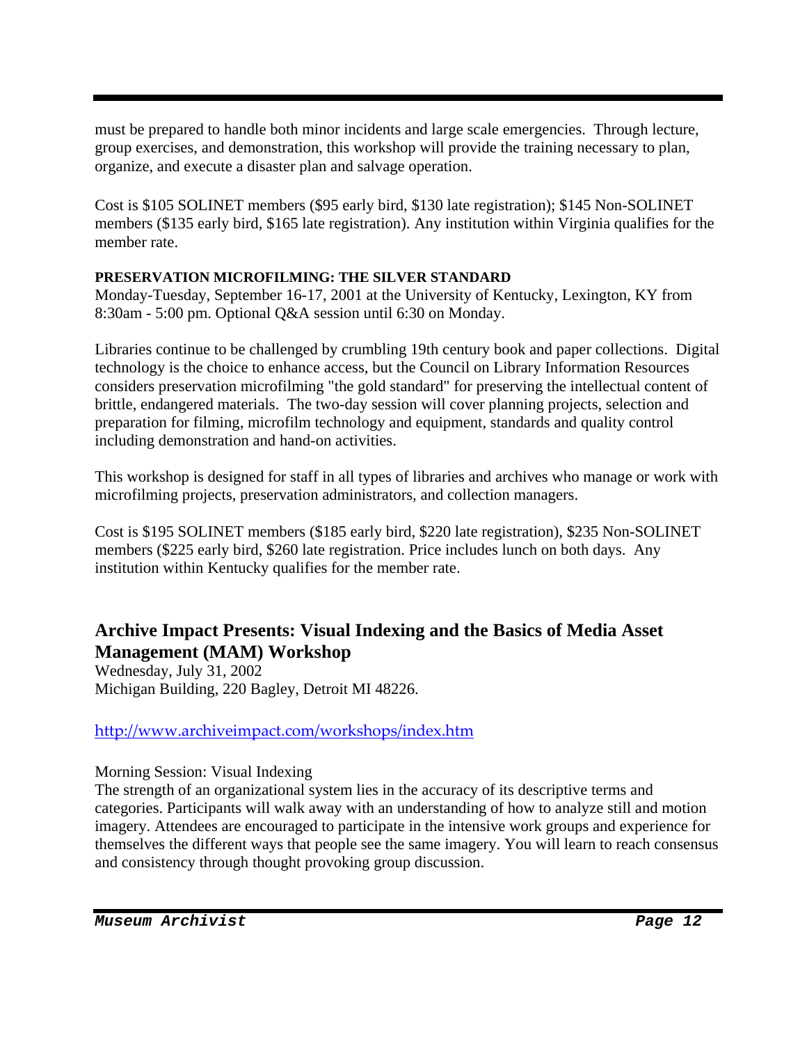must be prepared to handle both minor incidents and large scale emergencies. Through lecture, group exercises, and demonstration, this workshop will provide the training necessary to plan, organize, and execute a disaster plan and salvage operation.

Cost is $105 SOLINET members ($95 early bird, $130 late registration); $145 Non-SOLINET members ($135 early bird, $165 late registration). Any institution within Virginia qualifies for the member rate.

**PRESERVATION MICROFILMING: THE SILVER STANDARD**
Monday-Tuesday, September 16-17, 2001 at the University of Kentucky, Lexington, KY from 8:30am - 5:00 pm. Optional Q&A session until 6:30 on Monday.

Libraries continue to be challenged by crumbling 19th century book and paper collections. Digital technology is the choice to enhance access, but the Council on Library Information Resources considers preservation microfilming "the gold standard" for preserving the intellectual content of brittle, endangered materials. The two-day session will cover planning projects, selection and preparation for filming, microfilm technology and equipment, standards and quality control including demonstration and hand-on activities.

This workshop is designed for staff in all types of libraries and archives who manage or work with microfilming projects, preservation administrators, and collection managers.

Cost is $195 SOLINET members ($185 early bird, $220 late registration), $235 Non-SOLINET members ($225 early bird, $260 late registration. Price includes lunch on both days. Any institution within Kentucky qualifies for the member rate.

## Archive Impact Presents: Visual Indexing and the Basics of Media Asset Management (MAM) Workshop

Wednesday, July 31, 2002
Michigan Building, 220 Bagley, Detroit MI 48226.

http://www.archiveimpact.com/workshops/index.htm

Morning Session: Visual Indexing
The strength of an organizational system lies in the accuracy of its descriptive terms and categories. Participants will walk away with an understanding of how to analyze still and motion imagery. Attendees are encouraged to participate in the intensive work groups and experience for themselves the different ways that people see the same imagery. You will learn to reach consensus and consistency through thought provoking group discussion.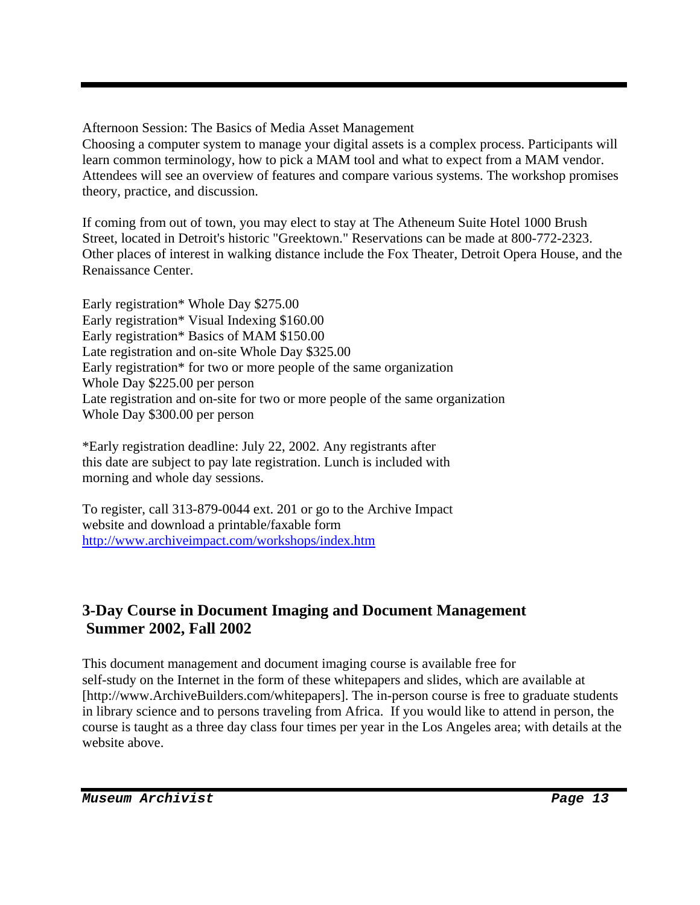Afternoon Session: The Basics of Media Asset Management

Choosing a computer system to manage your digital assets is a complex process. Participants will learn common terminology, how to pick a MAM tool and what to expect from a MAM vendor. Attendees will see an overview of features and compare various systems. The workshop promises theory, practice, and discussion.

If coming from out of town, you may elect to stay at The Atheneum Suite Hotel 1000 Brush Street, located in Detroit's historic "Greektown." Reservations can be made at 800-772-2323. Other places of interest in walking distance include the Fox Theater, Detroit Opera House, and the Renaissance Center.

Early registration* Whole Day $275.00  
Early registration* Visual Indexing $160.00  
Early registration* Basics of MAM $150.00  
Late registration and on-site Whole Day $325.00  
Early registration* for two or more people of the same organization  
Whole Day $225.00 per person  
Late registration and on-site for two or more people of the same organization  
Whole Day $300.00 per person

*Early registration deadline: July 22, 2002. Any registrants after this date are subject to pay late registration. Lunch is included with morning and whole day sessions.

To register, call 313-879-0044 ext. 201 or go to the Archive Impact website and download a printable/faxable form  
http://www.archiveimpact.com/workshops/index.htm

## 3-Day Course in Document Imaging and Document Management Summer 2002, Fall 2002

This document management and document imaging course is available free for self-study on the Internet in the form of these whitepapers and slides, which are available at [http://www.ArchiveBuilders.com/whitepapers]. The in-person course is free to graduate students in library science and to persons traveling from Africa. If you would like to attend in person, the course is taught as a three day class four times per year in the Los Angeles area; with details at the website above.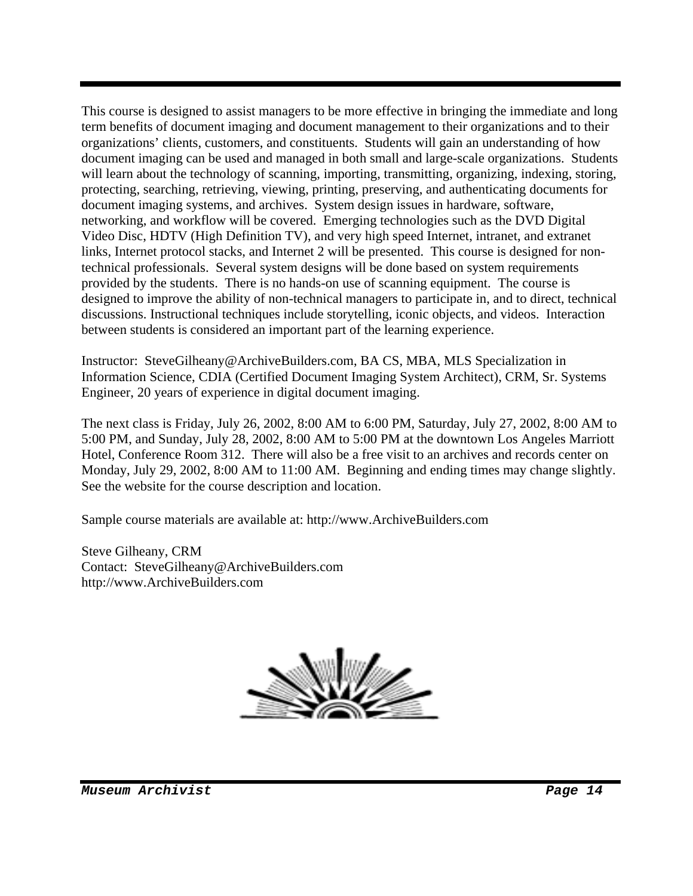This course is designed to assist managers to be more effective in bringing the immediate and long term benefits of document imaging and document management to their organizations and to their organizations' clients, customers, and constituents. Students will gain an understanding of how document imaging can be used and managed in both small and large-scale organizations. Students will learn about the technology of scanning, importing, transmitting, organizing, indexing, storing, protecting, searching, retrieving, viewing, printing, preserving, and authenticating documents for document imaging systems, and archives. System design issues in hardware, software, networking, and workflow will be covered. Emerging technologies such as the DVD Digital Video Disc, HDTV (High Definition TV), and very high speed Internet, intranet, and extranet links, Internet protocol stacks, and Internet 2 will be presented. This course is designed for non-technical professionals. Several system designs will be done based on system requirements provided by the students. There is no hands-on use of scanning equipment. The course is designed to improve the ability of non-technical managers to participate in, and to direct, technical discussions. Instructional techniques include storytelling, iconic objects, and videos. Interaction between students is considered an important part of the learning experience.

Instructor: SteveGilheany@ArchiveBuilders.com, BA CS, MBA, MLS Specialization in Information Science, CDIA (Certified Document Imaging System Architect), CRM, Sr. Systems Engineer, 20 years of experience in digital document imaging.

The next class is Friday, July 26, 2002, 8:00 AM to 6:00 PM, Saturday, July 27, 2002, 8:00 AM to 5:00 PM, and Sunday, July 28, 2002, 8:00 AM to 5:00 PM at the downtown Los Angeles Marriott Hotel, Conference Room 312. There will also be a free visit to an archives and records center on Monday, July 29, 2002, 8:00 AM to 11:00 AM. Beginning and ending times may change slightly. See the website for the course description and location.

Sample course materials are available at: http://www.ArchiveBuilders.com

Steve Gilheany, CRM  
Contact: SteveGilheany@ArchiveBuilders.com  
http://www.ArchiveBuilders.com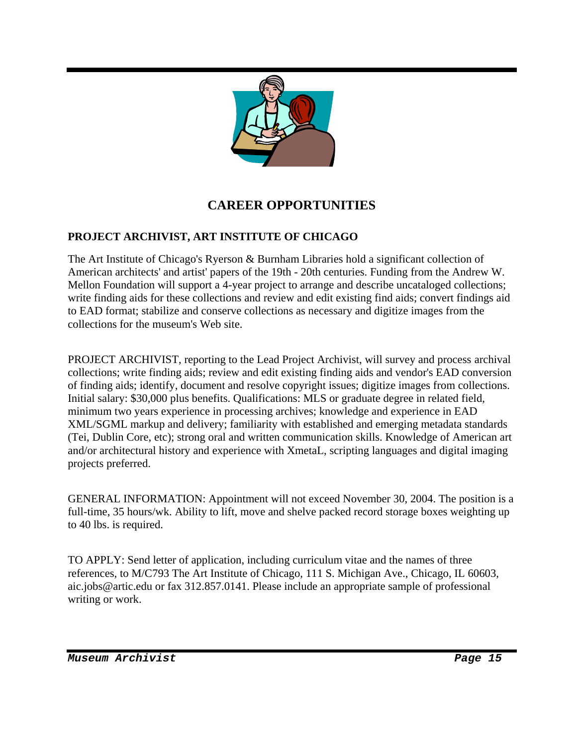## CAREER OPPORTUNITIES

### PROJECT ARCHIVIST, ART INSTITUTE OF CHICAGO

The Art Institute of Chicago's Ryerson & Burnham Libraries hold a significant collection of American architects' and artist' papers of the 19th - 20th centuries. Funding from the Andrew W. Mellon Foundation will support a 4-year project to arrange and describe uncataloged collections; write finding aids for these collections and review and edit existing find aids; convert findings aid to EAD format; stabilize and conserve collections as necessary and digitize images from the collections for the museum's Web site.

PROJECT ARCHIVIST, reporting to the Lead Project Archivist, will survey and process archival collections; write finding aids; review and edit existing finding aids and vendor's EAD conversion of finding aids; identify, document and resolve copyright issues; digitize images from collections. Initial salary: $30,000 plus benefits. Qualifications: MLS or graduate degree in related field, minimum two years experience in processing archives; knowledge and experience in EAD XML/SGML markup and delivery; familiarity with established and emerging metadata standards (Tei, Dublin Core, etc); strong oral and written communication skills. Knowledge of American art and/or architectural history and experience with XmetaL, scripting languages and digital imaging projects preferred.

GENERAL INFORMATION: Appointment will not exceed November 30, 2004. The position is a full-time, 35 hours/wk. Ability to lift, move and shelve packed record storage boxes weighting up to 40 lbs. is required.

TO APPLY: Send letter of application, including curriculum vitae and the names of three references, to M/C793 The Art Institute of Chicago, 111 S. Michigan Ave., Chicago, IL 60603, aic.jobs@artic.edu or fax 312.857.0141. Please include an appropriate sample of professional writing or work.